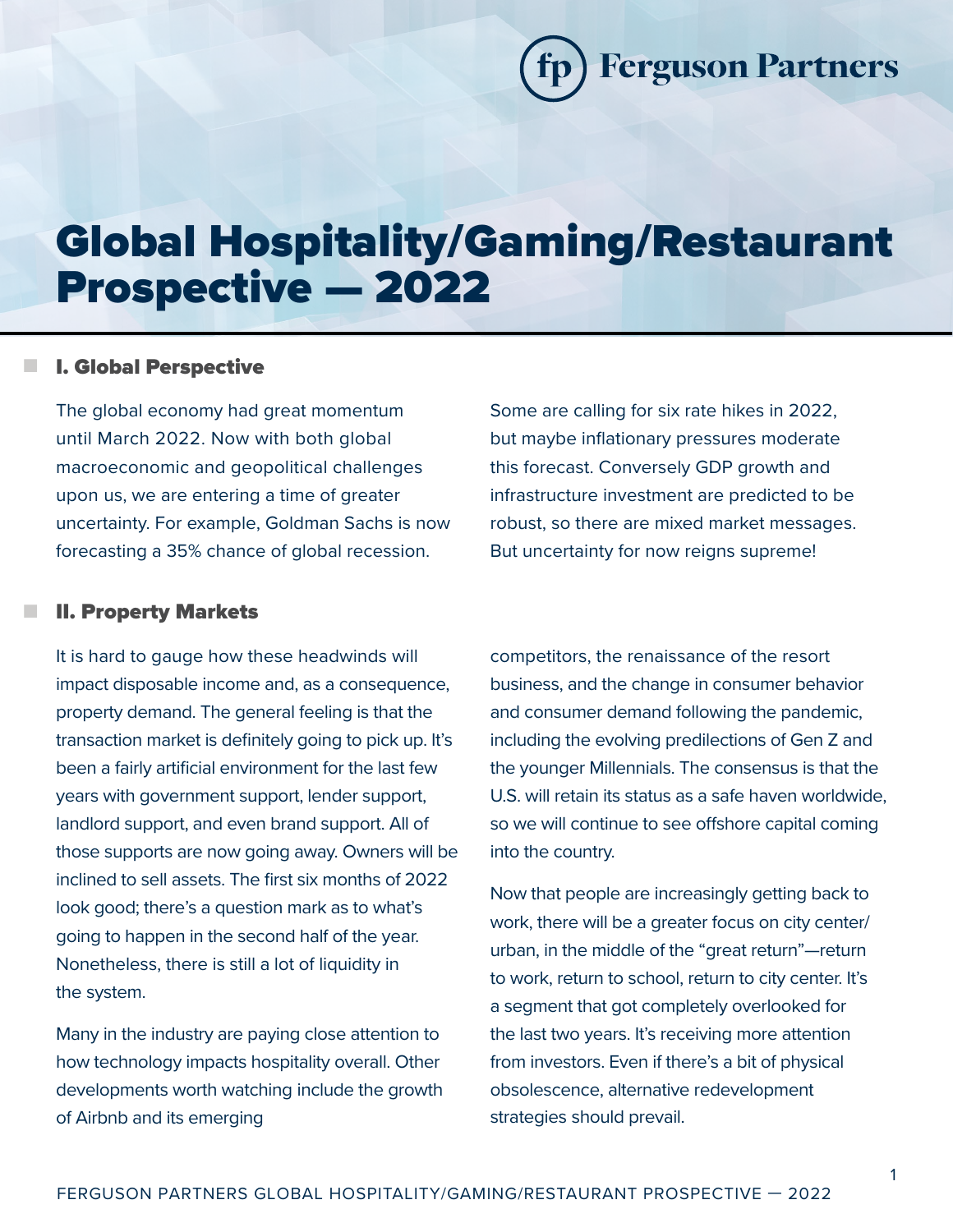# Global Hospitality/Gaming/Restaurant Prospective — 2022

## I. Global Perspective

The global economy had great momentum until March 2022. Now with both global macroeconomic and geopolitical challenges upon us, we are entering a time of greater uncertainty. For example, Goldman Sachs is now forecasting a 35% chance of global recession. Some are calling for six rate hikes in 2022, but maybe inflationary pressures moderate this forecast. Conversely GDP growth and infrastructure investment are predicted to be robust, so there are mixed market messages. But uncertainty for now reigns supreme!

## II. Property Markets

It is hard to gauge how these headwinds will impact disposable income and, as a consequence, property demand. The general feeling is that the transaction market is definitely going to pick up. It's been a fairly artificial environment for the last few years with government support, lender support, landlord support, and even brand support. All of those supports are now going away. Owners will be inclined to sell assets. The first six months of 2022 look good; there's a question mark as to what's going to happen in the second half of the year. Nonetheless, there is still a lot of liquidity in the system.

Many in the industry are paying close attention to how technology impacts hospitality overall. Other developments worth watching include the growth of Airbnb and its emerging competitors, the renaissance of the resort business, and the change in consumer behavior and consumer demand following the pandemic, including the evolving predilections of Gen Z and the younger Millennials. The consensus is that the U.S. will retain its status as a safe haven worldwide, so we will continue to see offshore capital coming into the country.

Now that people are increasingly getting back to work, there will be a greater focus on city center/urban, in the middle of the "great return"—return to work, return to school, return to city center. It's a segment that got completely overlooked for the last two years. It's receiving more attention from investors. Even if there's a bit of physical obsolescence, alternative redevelopment strategies should prevail.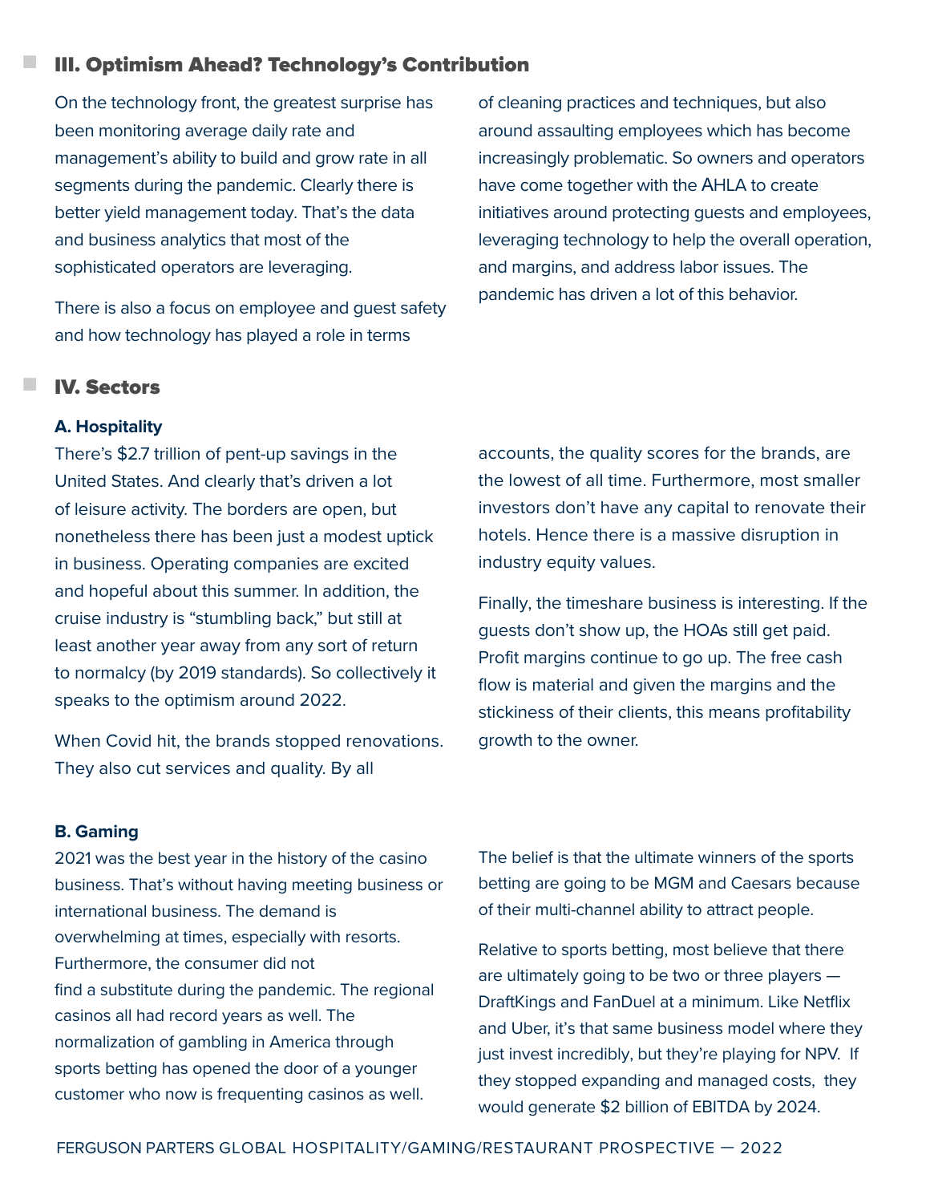## III. Optimism Ahead? Technology's Contribution

On the technology front, the greatest surprise has been monitoring average daily rate and management's ability to build and grow rate in all segments during the pandemic. Clearly there is better yield management today. That's the data and business analytics that most of the sophisticated operators are leveraging.

There is also a focus on employee and guest safety and how technology has played a role in terms of cleaning practices and techniques, but also around assaulting employees which has become increasingly problematic. So owners and operators have come together with the AHLA to create initiatives around protecting guests and employees, leveraging technology to help the overall operation, and margins, and address labor issues. The pandemic has driven a lot of this behavior.

## IV. Sectors

### A. Hospitality

There's $2.7 trillion of pent-up savings in the United States. And clearly that's driven a lot of leisure activity. The borders are open, but nonetheless there has been just a modest uptick in business. Operating companies are excited and hopeful about this summer. In addition, the cruise industry is "stumbling back," but still at least another year away from any sort of return to normalcy (by 2019 standards). So collectively it speaks to the optimism around 2022.

When Covid hit, the brands stopped renovations. They also cut services and quality. By all accounts, the quality scores for the brands, are the lowest of all time. Furthermore, most smaller investors don't have any capital to renovate their hotels. Hence there is a massive disruption in industry equity values.

Finally, the timeshare business is interesting. If the guests don't show up, the HOAs still get paid. Profit margins continue to go up. The free cash flow is material and given the margins and the stickiness of their clients, this means profitability growth to the owner.

### B. Gaming

2021 was the best year in the history of the casino business. That's without having meeting business or international business. The demand is overwhelming at times, especially with resorts. Furthermore, the consumer did not find a substitute during the pandemic. The regional casinos all had record years as well. The normalization of gambling in America through sports betting has opened the door of a younger customer who now is frequenting casinos as well.

The belief is that the ultimate winners of the sports betting are going to be MGM and Caesars because of their multi-channel ability to attract people.

Relative to sports betting, most believe that there are ultimately going to be two or three players — DraftKings and FanDuel at a minimum. Like Netflix and Uber, it's that same business model where they just invest incredibly, but they're playing for NPV. If they stopped expanding and managed costs, they would generate $2 billion of EBITDA by 2024.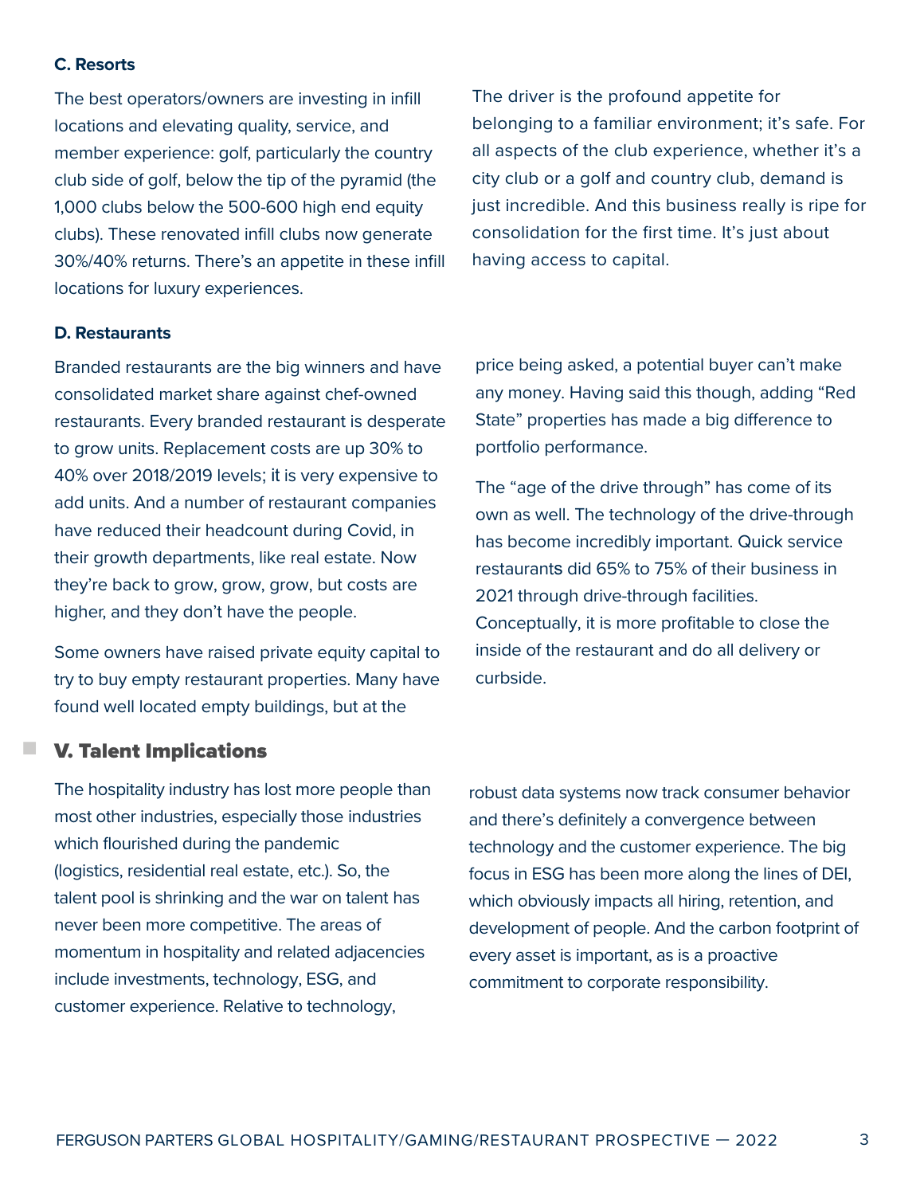### C. Resorts

The best operators/owners are investing in infill locations and elevating quality, service, and member experience: golf, particularly the country club side of golf, below the tip of the pyramid (the 1,000 clubs below the 500-600 high end equity clubs). These renovated infill clubs now generate 30%/40% returns. There's an appetite in these infill locations for luxury experiences.

The driver is the profound appetite for belonging to a familiar environment; it's safe. For all aspects of the club experience, whether it's a city club or a golf and country club, demand is just incredible. And this business really is ripe for consolidation for the first time. It's just about having access to capital.

### D. Restaurants

Branded restaurants are the big winners and have consolidated market share against chef-owned restaurants. Every branded restaurant is desperate to grow units. Replacement costs are up 30% to 40% over 2018/2019 levels; it is very expensive to add units. And a number of restaurant companies have reduced their headcount during Covid, in their growth departments, like real estate. Now they're back to grow, grow, grow, but costs are higher, and they don't have the people.

Some owners have raised private equity capital to try to buy empty restaurant properties. Many have found well located empty buildings, but at the price being asked, a potential buyer can't make any money. Having said this though, adding "Red State" properties has made a big difference to portfolio performance.

The "age of the drive through" has come of its own as well. The technology of the drive-through has become incredibly important. Quick service restaurants did 65% to 75% of their business in 2021 through drive-through facilities. Conceptually, it is more profitable to close the inside of the restaurant and do all delivery or curbside.

## V. Talent Implications

The hospitality industry has lost more people than most other industries, especially those industries which flourished during the pandemic (logistics, residential real estate, etc.). So, the talent pool is shrinking and the war on talent has never been more competitive. The areas of momentum in hospitality and related adjacencies include investments, technology, ESG, and customer experience. Relative to technology, robust data systems now track consumer behavior and there's definitely a convergence between technology and the customer experience. The big focus in ESG has been more along the lines of DEI, which obviously impacts all hiring, retention, and development of people. And the carbon footprint of every asset is important, as is a proactive commitment to corporate responsibility.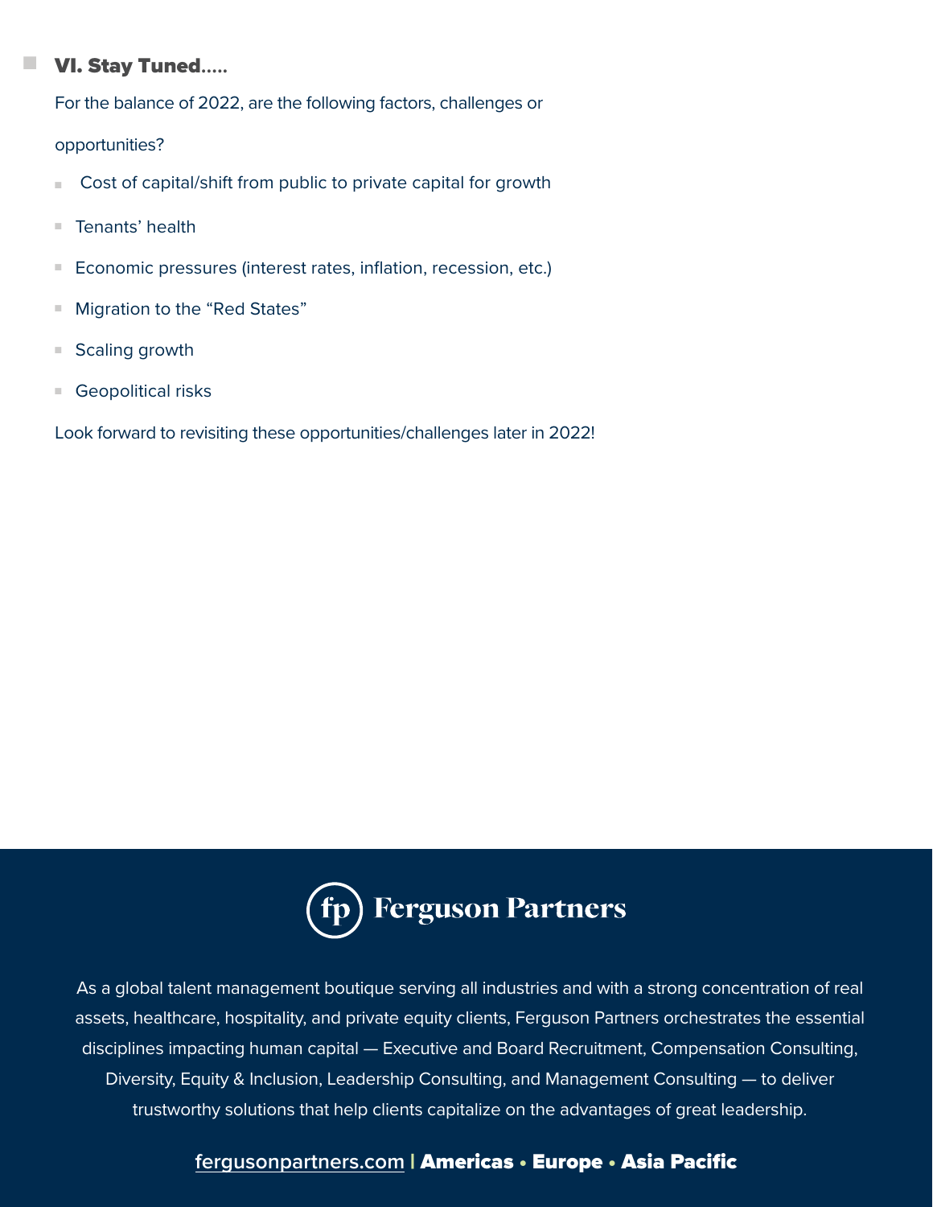## VI. Stay Tuned…..

For the balance of 2022, are the following factors, challenges or opportunities?

- Cost of capital/shift from public to private capital for growth
- Tenants' health
- Economic pressures (interest rates, inflation, recession, etc.)
- Migration to the "Red States"
- Scaling growth
- Geopolitical risks

Look forward to revisiting these opportunities/challenges later in 2022!

**Ferguson Partners**

As a global talent management boutique serving all industries and with a strong concentration of real assets, healthcare, hospitality, and private equity clients, Ferguson Partners orchestrates the essential disciplines impacting human capital — Executive and Board Recruitment, Compensation Consulting, Diversity, Equity & Inclusion, Leadership Consulting, and Management Consulting — to deliver trustworthy solutions that help clients capitalize on the advantages of great leadership.

fergusonpartners.com | **Americas • Europe • Asia Pacific**